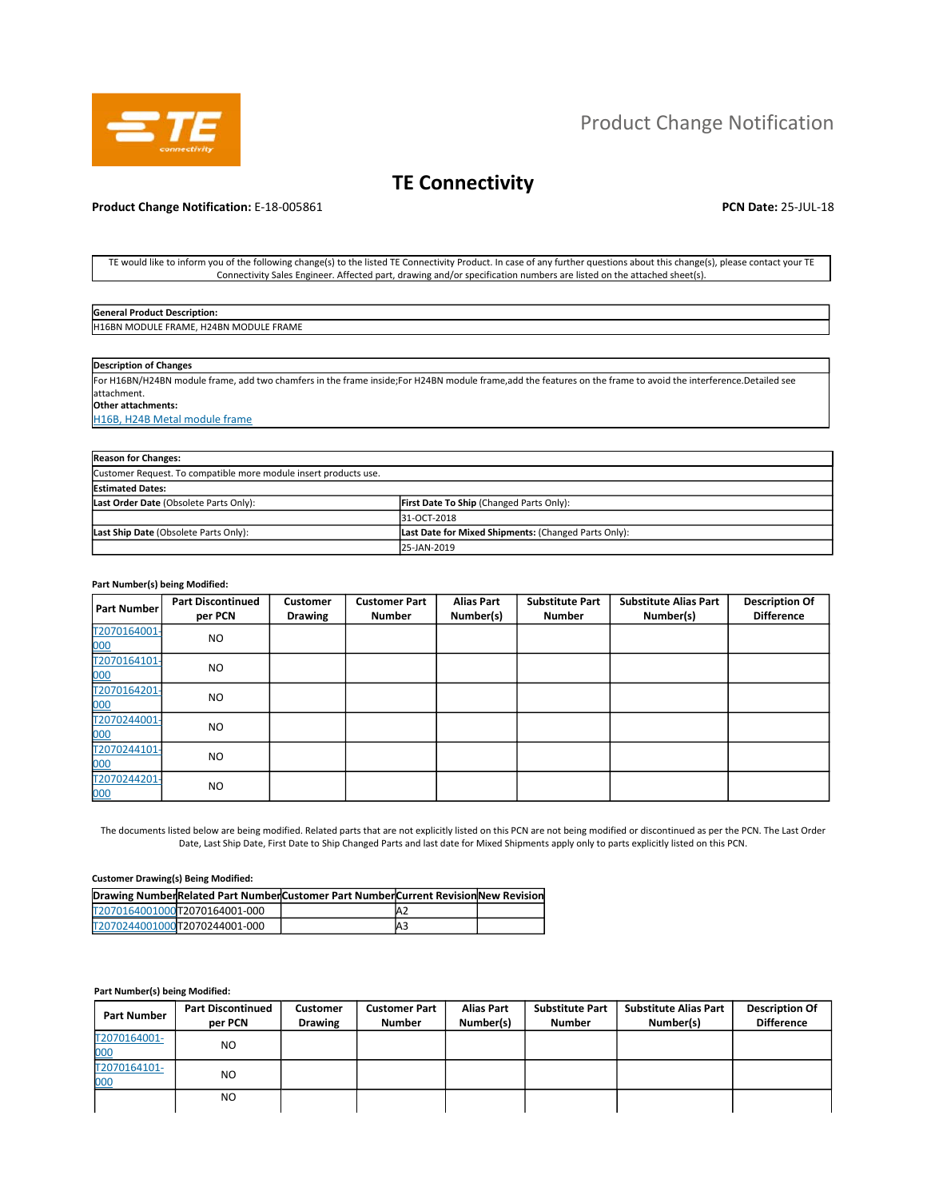Product Change Notification

# TE Connectivity

**Product Change Notification:** E-18-005861 **PCN Date:** 25-JUL-18

TE would like to inform you of the following change(s) to the listed TE Connectivity Product. In case of any further questions about this change(s), please contact your TE Connectivity Sales Engineer. Affected part, drawing and/or specification numbers are listed on the attached sheet(s).

| **General Product Description:** |
|---|
| H16BN MODULE FRAME, H24BN MODULE FRAME |

**Description of Changes**

For H16BN/H24BN module frame, add two chamfers in the frame inside;For H24BN module frame,add the features on the frame to avoid the interference.Detailed see attachment.

**Other attachments:**

H16B, H24B Metal module frame

| **Reason for Changes:** | |
|---|---|
| Customer Request. To compatible more module insert products use. | |
| **Estimated Dates:** | |
| **Last Order Date** (Obsolete Parts Only): | **First Date To Ship** (Changed Parts Only): |
| | 31-OCT-2018 |
| **Last Ship Date** (Obsolete Parts Only): | **Last Date for Mixed Shipments:** (Changed Parts Only): |
| | 25-JAN-2019 |

**Part Number(s) being Modified:**

| Part Number | Part Discontinued per PCN | Customer Drawing | Customer Part Number | Alias Part Number(s) | Substitute Part Number | Substitute Alias Part Number(s) | Description Of Difference |
|---|---|---|---|---|---|---|---|
| T2070164001-000 | NO | | | | | | |
| T2070164101-000 | NO | | | | | | |
| T2070164201-000 | NO | | | | | | |
| T2070244001-000 | NO | | | | | | |
| T2070244101-000 | NO | | | | | | |
| T2070244201-000 | NO | | | | | | |

The documents listed below are being modified. Related parts that are not explicitly listed on this PCN are not being modified or discontinued as per the PCN. The Last Order Date, Last Ship Date, First Date to Ship Changed Parts and last date for Mixed Shipments apply only to parts explicitly listed on this PCN.

**Customer Drawing(s) Being Modified:**

| Drawing Number | Related Part Number | Customer Part Number | Current Revision | New Revision |
|---|---|---|---|---|
| T2070164001000 | T2070164001-000 | | A2 | |
| T2070244001000 | T2070244001-000 | | A3 | |

**Part Number(s) being Modified:**

| Part Number | Part Discontinued per PCN | Customer Drawing | Customer Part Number | Alias Part Number(s) | Substitute Part Number | Substitute Alias Part Number(s) | Description Of Difference |
|---|---|---|---|---|---|---|---|
| T2070164001-000 | NO | | | | | | |
| T2070164101-000 | NO | | | | | | |
| | NO | | | | | | |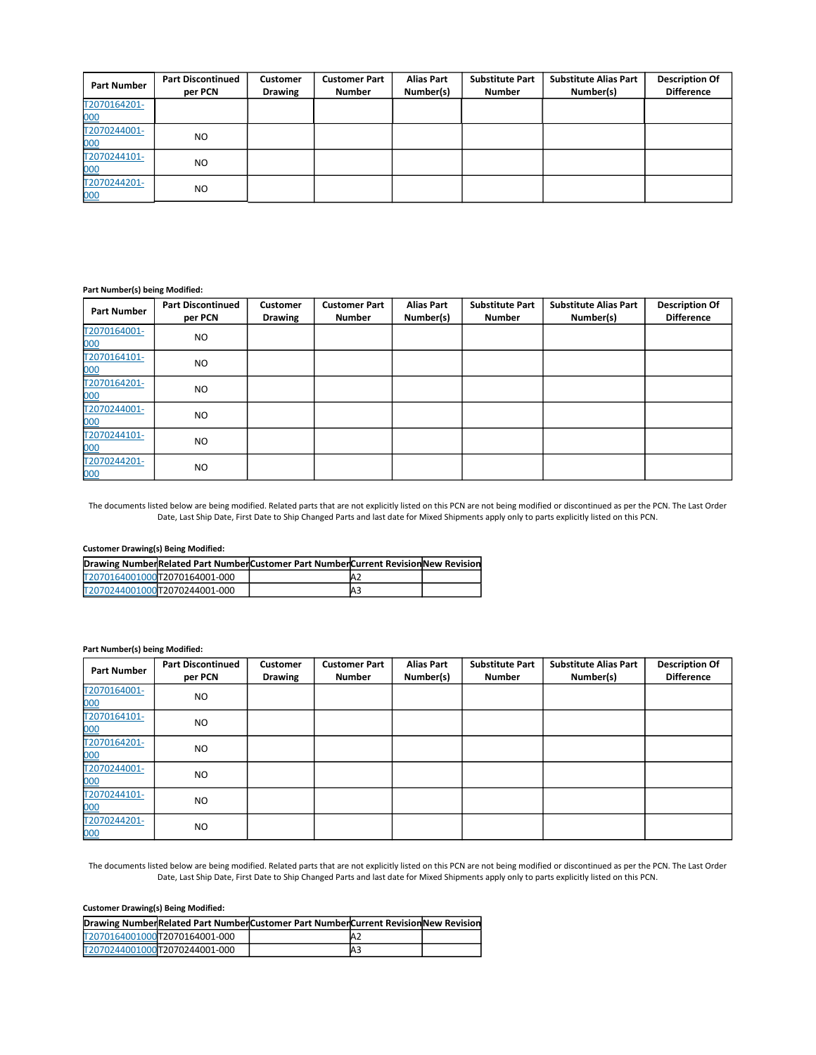| Part Number | Part Discontinued per PCN | Customer Drawing | Customer Part Number | Alias Part Number(s) | Substitute Part Number | Substitute Alias Part Number(s) | Description Of Difference |
|---|---|---|---|---|---|---|---|
| T2070164201-000 | | | | | | | |
| T2070244001-000 | NO | | | | | | |
| T2070244101-000 | NO | | | | | | |
| T2070244201-000 | NO | | | | | | |

**Part Number(s) being Modified:**

| Part Number | Part Discontinued per PCN | Customer Drawing | Customer Part Number | Alias Part Number(s) | Substitute Part Number | Substitute Alias Part Number(s) | Description Of Difference |
|---|---|---|---|---|---|---|---|
| T2070164001-000 | NO | | | | | | |
| T2070164101-000 | NO | | | | | | |
| T2070164201-000 | NO | | | | | | |
| T2070244001-000 | NO | | | | | | |
| T2070244101-000 | NO | | | | | | |
| T2070244201-000 | NO | | | | | | |

The documents listed below are being modified. Related parts that are not explicitly listed on this PCN are not being modified or discontinued as per the PCN. The Last Order Date, Last Ship Date, First Date to Ship Changed Parts and last date for Mixed Shipments apply only to parts explicitly listed on this PCN.

**Customer Drawing(s) Being Modified:**

| Drawing Number | Related Part Number | Customer Part Number | Current Revision | New Revision |
|---|---|---|---|---|
| T2070164001000 | T2070164001-000 | | A2 | |
| T2070244001000 | T2070244001-000 | | A3 | |

**Part Number(s) being Modified:**

| Part Number | Part Discontinued per PCN | Customer Drawing | Customer Part Number | Alias Part Number(s) | Substitute Part Number | Substitute Alias Part Number(s) | Description Of Difference |
|---|---|---|---|---|---|---|---|
| T2070164001-000 | NO | | | | | | |
| T2070164101-000 | NO | | | | | | |
| T2070164201-000 | NO | | | | | | |
| T2070244001-000 | NO | | | | | | |
| T2070244101-000 | NO | | | | | | |
| T2070244201-000 | NO | | | | | | |

The documents listed below are being modified. Related parts that are not explicitly listed on this PCN are not being modified or discontinued as per the PCN. The Last Order Date, Last Ship Date, First Date to Ship Changed Parts and last date for Mixed Shipments apply only to parts explicitly listed on this PCN.

**Customer Drawing(s) Being Modified:**

| Drawing Number | Related Part Number | Customer Part Number | Current Revision | New Revision |
|---|---|---|---|---|
| T2070164001000 | T2070164001-000 | | A2 | |
| T2070244001000 | T2070244001-000 | | A3 | |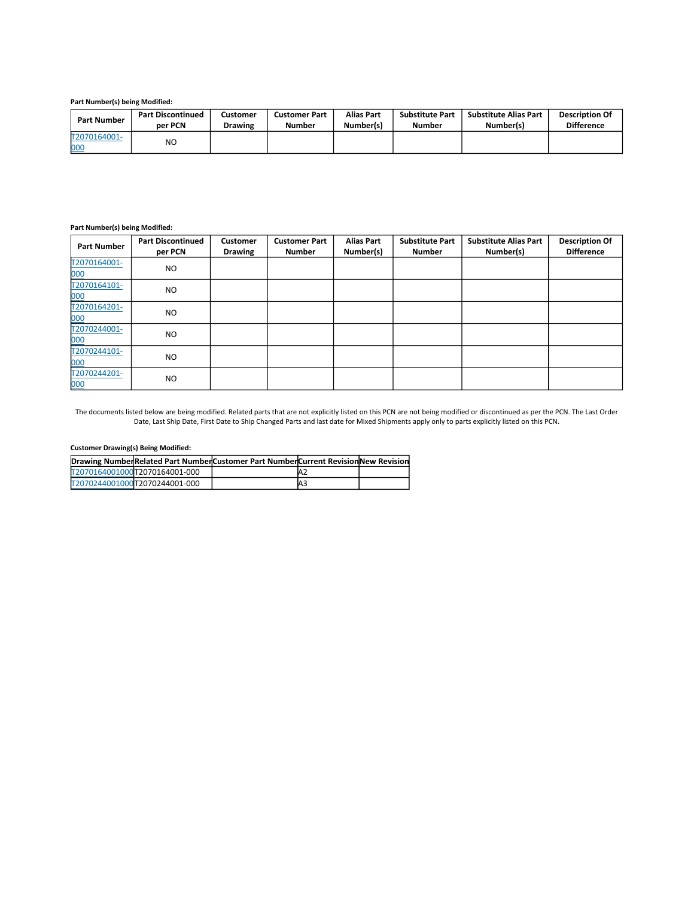**Part Number(s) being Modified:**

| Part Number | Part Discontinued per PCN | Customer Drawing | Customer Part Number | Alias Part Number(s) | Substitute Part Number | Substitute Alias Part Number(s) | Description Of Difference |
|---|---|---|---|---|---|---|---|
| T2070164001-000 | NO | | | | | | |

**Part Number(s) being Modified:**

| Part Number | Part Discontinued per PCN | Customer Drawing | Customer Part Number | Alias Part Number(s) | Substitute Part Number | Substitute Alias Part Number(s) | Description Of Difference |
|---|---|---|---|---|---|---|---|
| T2070164001-000 | NO | | | | | | |
| T2070164101-000 | NO | | | | | | |
| T2070164201-000 | NO | | | | | | |
| T2070244001-000 | NO | | | | | | |
| T2070244101-000 | NO | | | | | | |
| T2070244201-000 | NO | | | | | | |

The documents listed below are being modified. Related parts that are not explicitly listed on this PCN are not being modified or discontinued as per the PCN. The Last Order Date, Last Ship Date, First Date to Ship Changed Parts and last date for Mixed Shipments apply only to parts explicitly listed on this PCN.

**Customer Drawing(s) Being Modified:**

| Drawing Number | Related Part Number | Customer Part Number | Current Revision | New Revision |
|---|---|---|---|---|
| T2070164001000 | T2070164001-000 | | A2 | |
| T2070244001000 | T2070244001-000 | | A3 | |